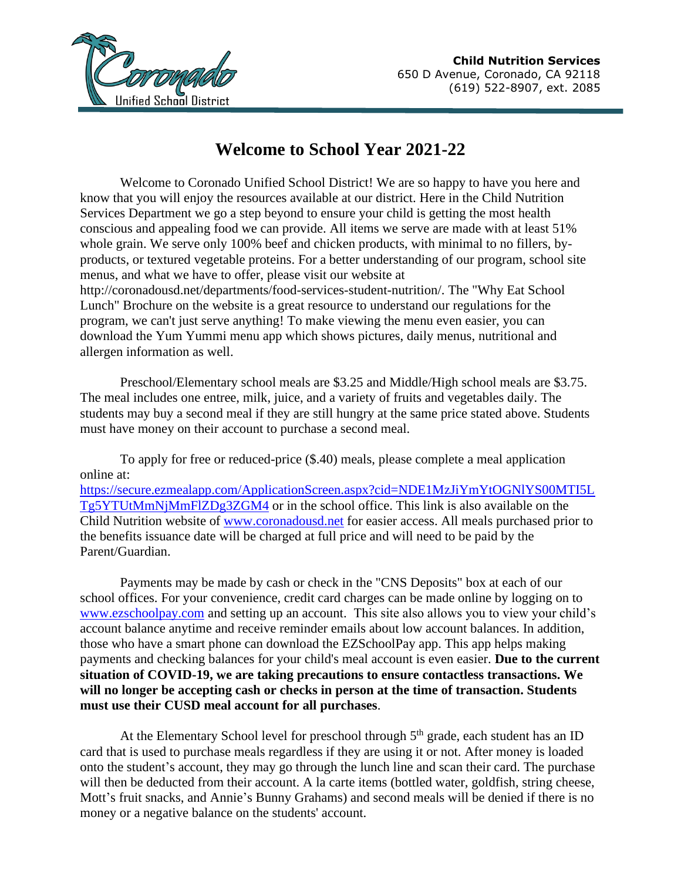Child Nutrition Services
650 D Avenue, Coronado, CA 92118
(619) 522-8907, ext. 2085

# Welcome to School Year 2021-22

Welcome to Coronado Unified School District! We are so happy to have you here and know that you will enjoy the resources available at our district. Here in the Child Nutrition Services Department we go a step beyond to ensure your child is getting the most health conscious and appealing food we can provide. All items we serve are made with at least 51% whole grain. We serve only 100% beef and chicken products, with minimal to no fillers, by-products, or textured vegetable proteins. For a better understanding of our program, school site menus, and what we have to offer, please visit our website at http://coronadousd.net/departments/food-services-student-nutrition/. The "Why Eat School Lunch" Brochure on the website is a great resource to understand our regulations for the program, we can't just serve anything! To make viewing the menu even easier, you can download the Yum Yummi menu app which shows pictures, daily menus, nutritional and allergen information as well.

Preschool/Elementary school meals are $3.25 and Middle/High school meals are $3.75. The meal includes one entree, milk, juice, and a variety of fruits and vegetables daily. The students may buy a second meal if they are still hungry at the same price stated above. Students must have money on their account to purchase a second meal.

To apply for free or reduced-price ($.40) meals, please complete a meal application online at: [https://secure.ezmealapp.com/ApplicationScreen.aspx?cid=NDE1MzJiYmYtOGNlYS00MTI5LTg5YTUtMmNjMmFlZDg3ZGM4](https://secure.ezmealapp.com/ApplicationScreen.aspx?cid=NDE1MzJiYmYtOGNlYS00MTI5LTg5YTUtMmNjMmFlZDg3ZGM4) or in the school office. This link is also available on the Child Nutrition website of [www.coronadousd.net](www.coronadousd.net) for easier access. All meals purchased prior to the benefits issuance date will be charged at full price and will need to be paid by the Parent/Guardian.

Payments may be made by cash or check in the "CNS Deposits" box at each of our school offices. For your convenience, credit card charges can be made online by logging on to [www.ezschoolpay.com](www.ezschoolpay.com) and setting up an account. This site also allows you to view your child's account balance anytime and receive reminder emails about low account balances. In addition, those who have a smart phone can download the EZSchoolPay app. This app helps making payments and checking balances for your child's meal account is even easier. **Due to the current situation of COVID-19, we are taking precautions to ensure contactless transactions. We will no longer be accepting cash or checks in person at the time of transaction. Students must use their CUSD meal account for all purchases**.

At the Elementary School level for preschool through 5th grade, each student has an ID card that is used to purchase meals regardless if they are using it or not. After money is loaded onto the student's account, they may go through the lunch line and scan their card. The purchase will then be deducted from their account. A la carte items (bottled water, goldfish, string cheese, Mott's fruit snacks, and Annie's Bunny Grahams) and second meals will be denied if there is no money or a negative balance on the students' account.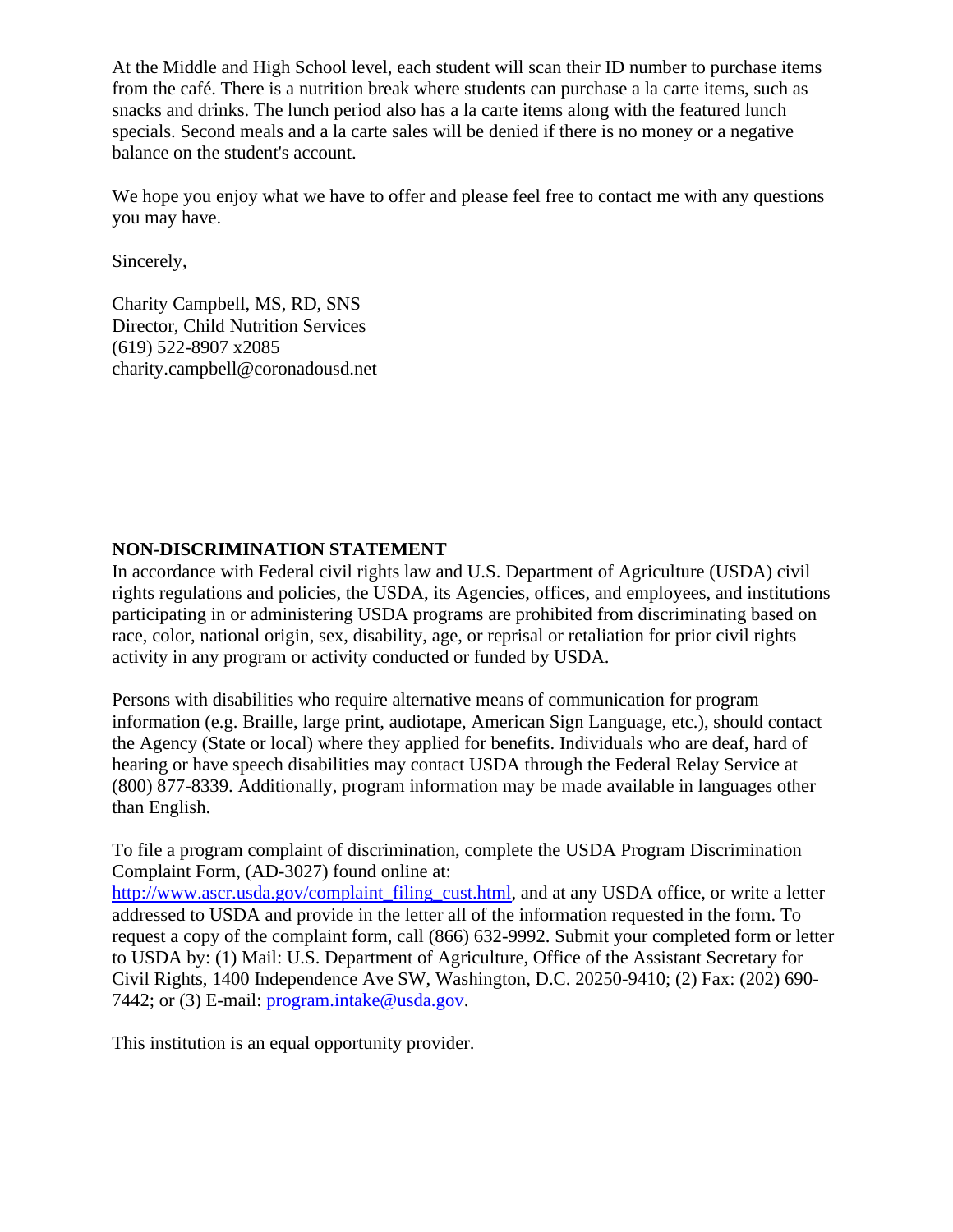At the Middle and High School level, each student will scan their ID number to purchase items from the café. There is a nutrition break where students can purchase a la carte items, such as snacks and drinks. The lunch period also has a la carte items along with the featured lunch specials. Second meals and a la carte sales will be denied if there is no money or a negative balance on the student's account.

We hope you enjoy what we have to offer and please feel free to contact me with any questions you may have.

Sincerely,

Charity Campbell, MS, RD, SNS
Director, Child Nutrition Services
(619) 522-8907 x2085
charity.campbell@coronadousd.net

**NON-DISCRIMINATION STATEMENT**

In accordance with Federal civil rights law and U.S. Department of Agriculture (USDA) civil rights regulations and policies, the USDA, its Agencies, offices, and employees, and institutions participating in or administering USDA programs are prohibited from discriminating based on race, color, national origin, sex, disability, age, or reprisal or retaliation for prior civil rights activity in any program or activity conducted or funded by USDA.

Persons with disabilities who require alternative means of communication for program information (e.g. Braille, large print, audiotape, American Sign Language, etc.), should contact the Agency (State or local) where they applied for benefits. Individuals who are deaf, hard of hearing or have speech disabilities may contact USDA through the Federal Relay Service at (800) 877-8339. Additionally, program information may be made available in languages other than English.

To file a program complaint of discrimination, complete the USDA Program Discrimination Complaint Form, (AD-3027) found online at: http://www.ascr.usda.gov/complaint_filing_cust.html, and at any USDA office, or write a letter addressed to USDA and provide in the letter all of the information requested in the form. To request a copy of the complaint form, call (866) 632-9992. Submit your completed form or letter to USDA by: (1) Mail: U.S. Department of Agriculture, Office of the Assistant Secretary for Civil Rights, 1400 Independence Ave SW, Washington, D.C. 20250-9410; (2) Fax: (202) 690-7442; or (3) E-mail: program.intake@usda.gov.

This institution is an equal opportunity provider.